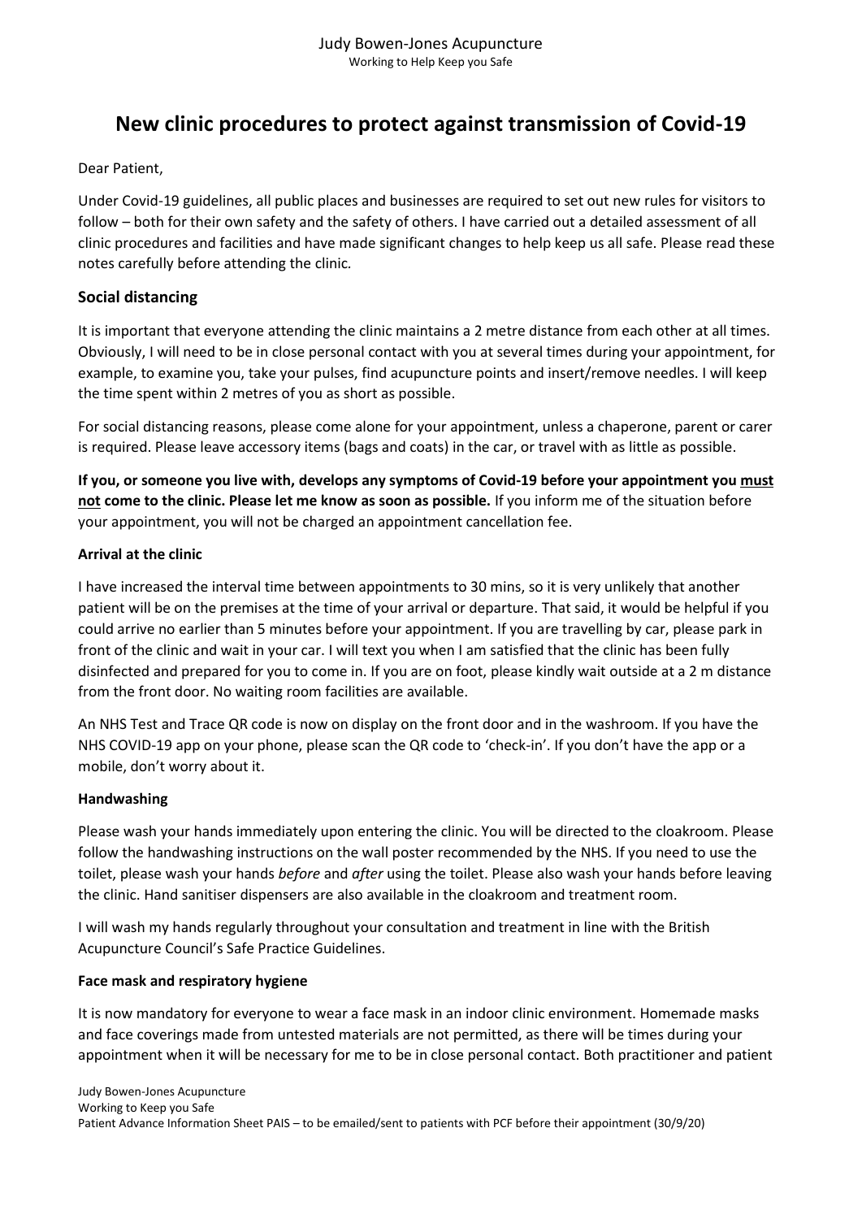Judy Bowen-Jones Acupuncture
Working to Help Keep you Safe

# New clinic procedures to protect against transmission of Covid-19

Dear Patient,

Under Covid-19 guidelines, all public places and businesses are required to set out new rules for visitors to follow – both for their own safety and the safety of others. I have carried out a detailed assessment of all clinic procedures and facilities and have made significant changes to help keep us all safe. Please read these notes carefully before attending the clinic.

## Social distancing

It is important that everyone attending the clinic maintains a 2 metre distance from each other at all times. Obviously, I will need to be in close personal contact with you at several times during your appointment, for example, to examine you, take your pulses, find acupuncture points and insert/remove needles. I will keep the time spent within 2 metres of you as short as possible.

For social distancing reasons, please come alone for your appointment, unless a chaperone, parent or carer is required. Please leave accessory items (bags and coats) in the car, or travel with as little as possible.

**If you, or someone you live with, develops any symptoms of Covid-19 before your appointment you <u>must not</u> come to the clinic. Please let me know as soon as possible.** If you inform me of the situation before your appointment, you will not be charged an appointment cancellation fee.

### Arrival at the clinic

I have increased the interval time between appointments to 30 mins, so it is very unlikely that another patient will be on the premises at the time of your arrival or departure. That said, it would be helpful if you could arrive no earlier than 5 minutes before your appointment. If you are travelling by car, please park in front of the clinic and wait in your car. I will text you when I am satisfied that the clinic has been fully disinfected and prepared for you to come in. If you are on foot, please kindly wait outside at a 2 m distance from the front door. No waiting room facilities are available.

An NHS Test and Trace QR code is now on display on the front door and in the washroom. If you have the NHS COVID-19 app on your phone, please scan the QR code to 'check-in'. If you don't have the app or a mobile, don't worry about it.

### Handwashing

Please wash your hands immediately upon entering the clinic. You will be directed to the cloakroom. Please follow the handwashing instructions on the wall poster recommended by the NHS. If you need to use the toilet, please wash your hands *before* and *after* using the toilet. Please also wash your hands before leaving the clinic. Hand sanitiser dispensers are also available in the cloakroom and treatment room.

I will wash my hands regularly throughout your consultation and treatment in line with the British Acupuncture Council's Safe Practice Guidelines.

### Face mask and respiratory hygiene

It is now mandatory for everyone to wear a face mask in an indoor clinic environment. Homemade masks and face coverings made from untested materials are not permitted, as there will be times during your appointment when it will be necessary for me to be in close personal contact. Both practitioner and patient

Judy Bowen-Jones Acupuncture
Working to Keep you Safe
Patient Advance Information Sheet PAIS – to be emailed/sent to patients with PCF before their appointment (30/9/20)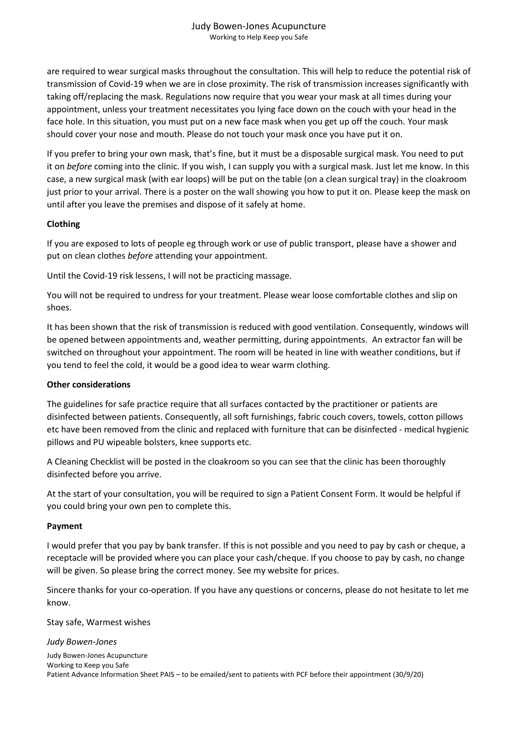are required to wear surgical masks throughout the consultation. This will help to reduce the potential risk of transmission of Covid-19 when we are in close proximity. The risk of transmission increases significantly with taking off/replacing the mask. Regulations now require that you wear your mask at all times during your appointment, unless your treatment necessitates you lying face down on the couch with your head in the face hole. In this situation, you must put on a new face mask when you get up off the couch. Your mask should cover your nose and mouth. Please do not touch your mask once you have put it on.

If you prefer to bring your own mask, that's fine, but it must be a disposable surgical mask. You need to put it on *before* coming into the clinic. If you wish, I can supply you with a surgical mask. Just let me know. In this case, a new surgical mask (with ear loops) will be put on the table (on a clean surgical tray) in the cloakroom just prior to your arrival. There is a poster on the wall showing you how to put it on. Please keep the mask on until after you leave the premises and dispose of it safely at home.

**Clothing**

If you are exposed to lots of people eg through work or use of public transport, please have a shower and put on clean clothes *before* attending your appointment.

Until the Covid-19 risk lessens, I will not be practicing massage.

You will not be required to undress for your treatment. Please wear loose comfortable clothes and slip on shoes.

It has been shown that the risk of transmission is reduced with good ventilation. Consequently, windows will be opened between appointments and, weather permitting, during appointments. An extractor fan will be switched on throughout your appointment. The room will be heated in line with weather conditions, but if you tend to feel the cold, it would be a good idea to wear warm clothing.

**Other considerations**

The guidelines for safe practice require that all surfaces contacted by the practitioner or patients are disinfected between patients. Consequently, all soft furnishings, fabric couch covers, towels, cotton pillows etc have been removed from the clinic and replaced with furniture that can be disinfected - medical hygienic pillows and PU wipeable bolsters, knee supports etc.

A Cleaning Checklist will be posted in the cloakroom so you can see that the clinic has been thoroughly disinfected before you arrive.

At the start of your consultation, you will be required to sign a Patient Consent Form. It would be helpful if you could bring your own pen to complete this.

**Payment**

I would prefer that you pay by bank transfer. If this is not possible and you need to pay by cash or cheque, a receptacle will be provided where you can place your cash/cheque. If you choose to pay by cash, no change will be given. So please bring the correct money. See my website for prices.

Sincere thanks for your co-operation. If you have any questions or concerns, please do not hesitate to let me know.

Stay safe, Warmest wishes

*Judy Bowen-Jones*

Judy Bowen-Jones Acupuncture
Working to Keep you Safe
Patient Advance Information Sheet PAIS – to be emailed/sent to patients with PCF before their appointment (30/9/20)